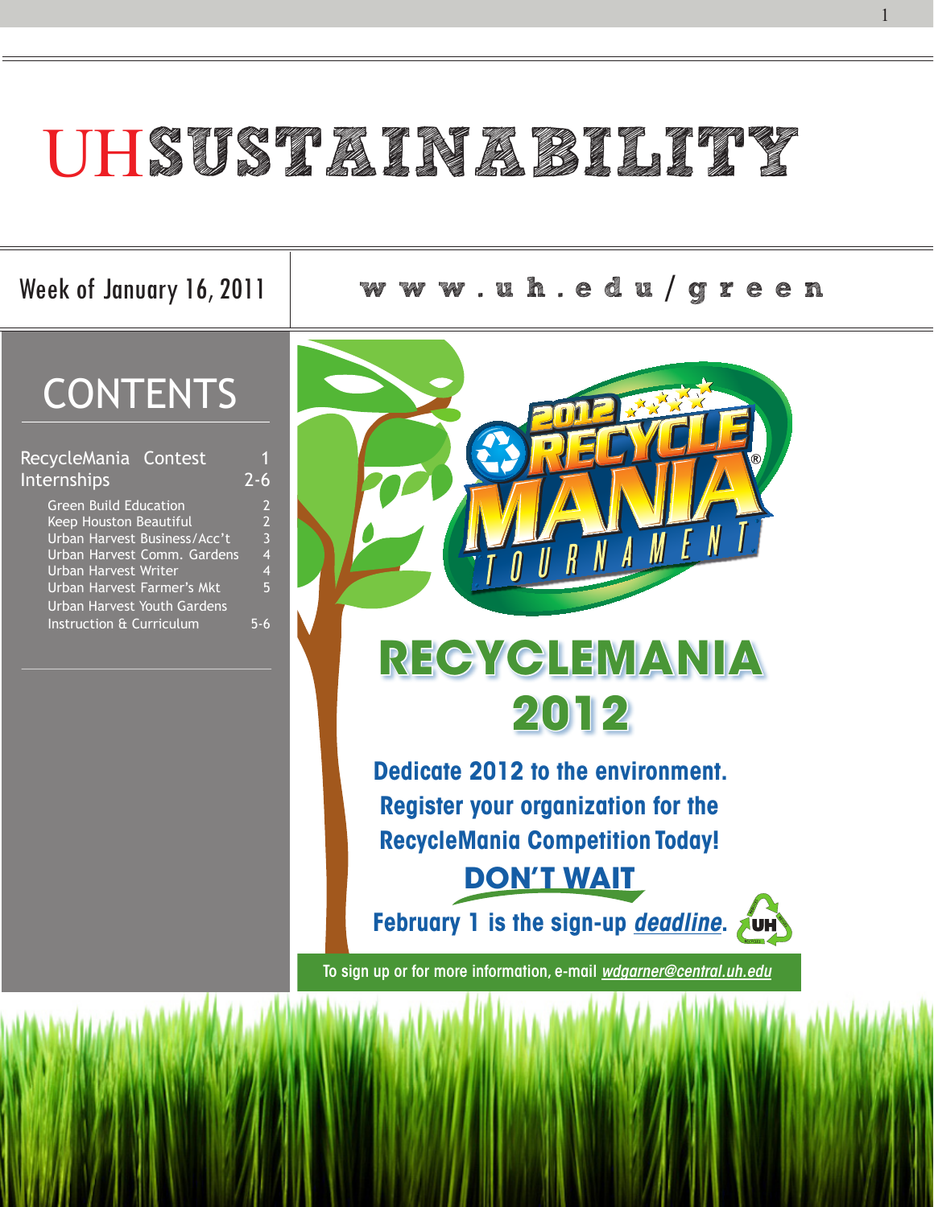# UHSUSTAINABILITY

Week of January 16, 2011

www.uh.edu/green

## CONTENTS

| | |
|---|---|
| RecycleMania Contest | 1 |
| Internships | 2-6 |
| Green Build Education | 2 |
| Keep Houston Beautiful | 2 |
| Urban Harvest Business/Acc't | 3 |
| Urban Harvest Comm. Gardens | 4 |
| Urban Harvest Writer | 4 |
| Urban Harvest Farmer's Mkt | 5 |
| Urban Harvest Youth Gardens Instruction & Curriculum | 5-6 |

2012 RECYCLE MANIA TOURNAMENT

# RECYCLEMANIA 2012

**Dedicate 2012 to the environment.**
**Register your organization for the RecycleMania Competition Today!**

**DON'T WAIT**

**February 1 is the sign-up *deadline*.**

To sign up or for more information, e-mail *wdgarner@central.uh.edu*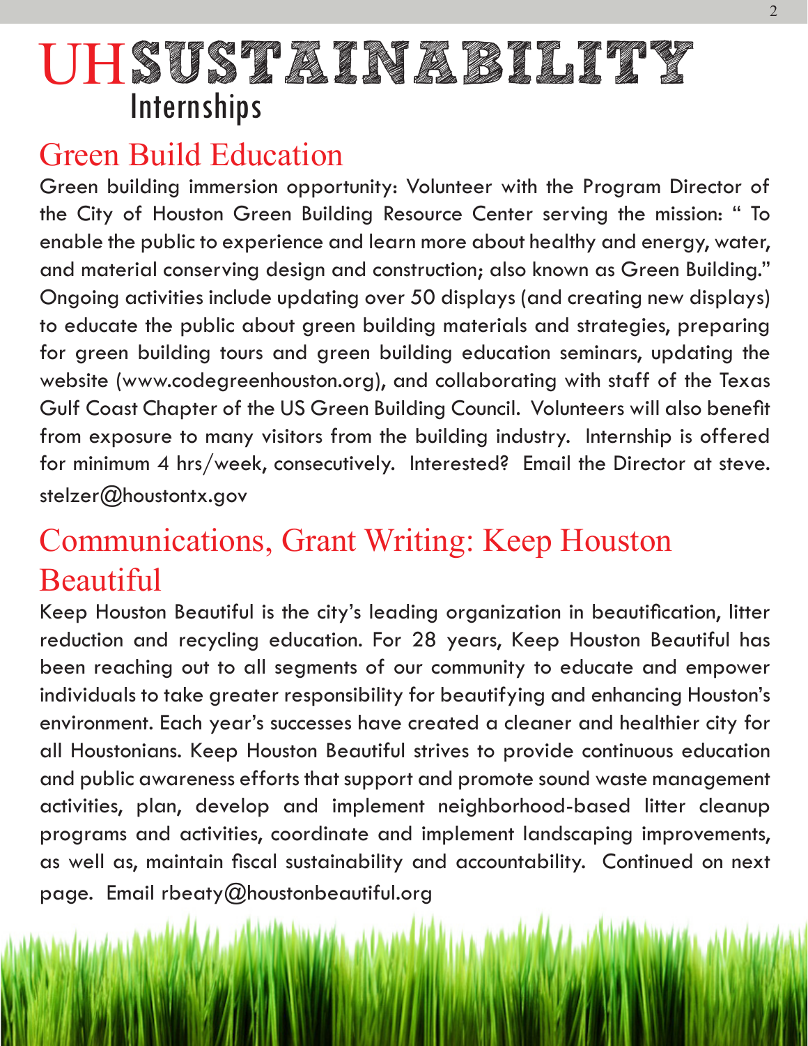# UH SUSTAINABILITY Internships

## Green Build Education

Green building immersion opportunity: Volunteer with the Program Director of the City of Houston Green Building Resource Center serving the mission: " To enable the public to experience and learn more about healthy and energy, water, and material conserving design and construction; also known as Green Building." Ongoing activities include updating over 50 displays (and creating new displays) to educate the public about green building materials and strategies, preparing for green building tours and green building education seminars, updating the website (www.codegreenhouston.org), and collaborating with staff of the Texas Gulf Coast Chapter of the US Green Building Council. Volunteers will also benefit from exposure to many visitors from the building industry. Internship is offered for minimum 4 hrs/week, consecutively. Interested? Email the Director at steve.stelzer@houstontx.gov

## Communications, Grant Writing: Keep Houston Beautiful

Keep Houston Beautiful is the city's leading organization in beautification, litter reduction and recycling education. For 28 years, Keep Houston Beautiful has been reaching out to all segments of our community to educate and empower individuals to take greater responsibility for beautifying and enhancing Houston's environment. Each year's successes have created a cleaner and healthier city for all Houstonians. Keep Houston Beautiful strives to provide continuous education and public awareness efforts that support and promote sound waste management activities, plan, develop and implement neighborhood-based litter cleanup programs and activities, coordinate and implement landscaping improvements, as well as, maintain fiscal sustainability and accountability. Continued on next page. Email rbeaty@houstonbeautiful.org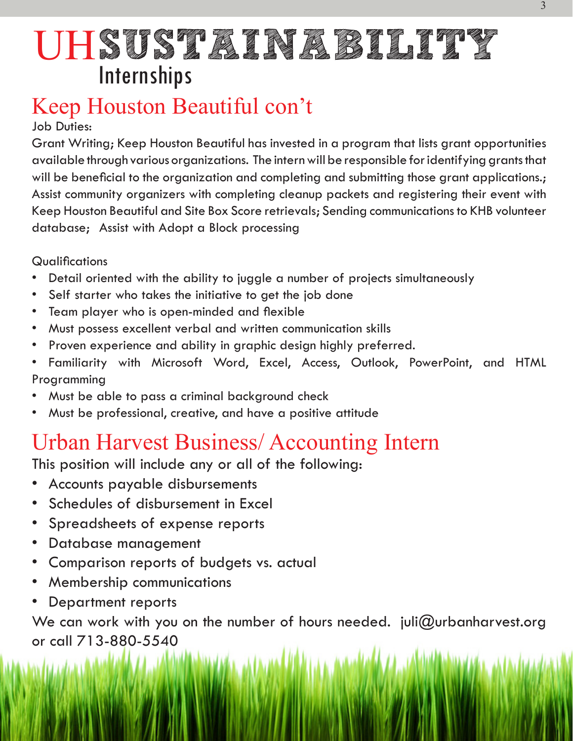# UHSUSTAINABILITY Internships

## Keep Houston Beautiful con't

Job Duties:

Grant Writing; Keep Houston Beautiful has invested in a program that lists grant opportunities available through various organizations. The intern will be responsible for identifying grants that will be beneficial to the organization and completing and submitting those grant applications.; Assist community organizers with completing cleanup packets and registering their event with Keep Houston Beautiful and Site Box Score retrievals; Sending communications to KHB volunteer database; Assist with Adopt a Block processing

Qualifications

- Detail oriented with the ability to juggle a number of projects simultaneously
- Self starter who takes the initiative to get the job done
- Team player who is open-minded and flexible
- Must possess excellent verbal and written communication skills
- Proven experience and ability in graphic design highly preferred.
- Familiarity with Microsoft Word, Excel, Access, Outlook, PowerPoint, and HTML Programming
- Must be able to pass a criminal background check
- Must be professional, creative, and have a positive attitude

## Urban Harvest Business/ Accounting Intern

This position will include any or all of the following:

- Accounts payable disbursements
- Schedules of disbursement in Excel
- Spreadsheets of expense reports
- Database management
- Comparison reports of budgets vs. actual
- Membership communications
- Department reports

We can work with you on the number of hours needed. juli@urbanharvest.org or call 713-880-5540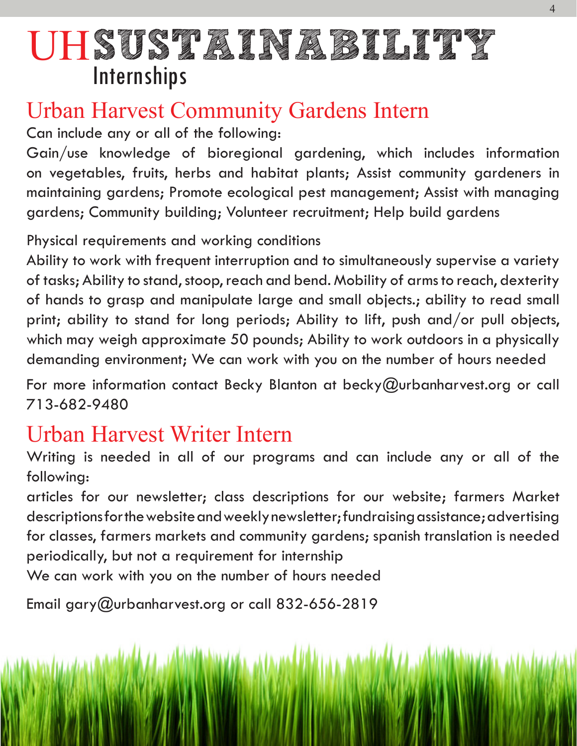# UHSUSTAINABILITY

Internships

## Urban Harvest Community Gardens Intern

Can include any or all of the following:

Gain/use knowledge of bioregional gardening, which includes information on vegetables, fruits, herbs and habitat plants; Assist community gardeners in maintaining gardens; Promote ecological pest management; Assist with managing gardens; Community building; Volunteer recruitment; Help build gardens

Physical requirements and working conditions

Ability to work with frequent interruption and to simultaneously supervise a variety of tasks; Ability to stand, stoop, reach and bend. Mobility of arms to reach, dexterity of hands to grasp and manipulate large and small objects.; ability to read small print; ability to stand for long periods; Ability to lift, push and/or pull objects, which may weigh approximate 50 pounds; Ability to work outdoors in a physically demanding environment; We can work with you on the number of hours needed

For more information contact Becky Blanton at becky@urbanharvest.org or call 713-682-9480

## Urban Harvest Writer Intern

Writing is needed in all of our programs and can include any or all of the following:

articles for our newsletter; class descriptions for our website; farmers Market descriptions for the website and weekly newsletter; fundraising assistance; advertising for classes, farmers markets and community gardens; spanish translation is needed periodically, but not a requirement for internship

We can work with you on the number of hours needed

Email gary@urbanharvest.org or call 832-656-2819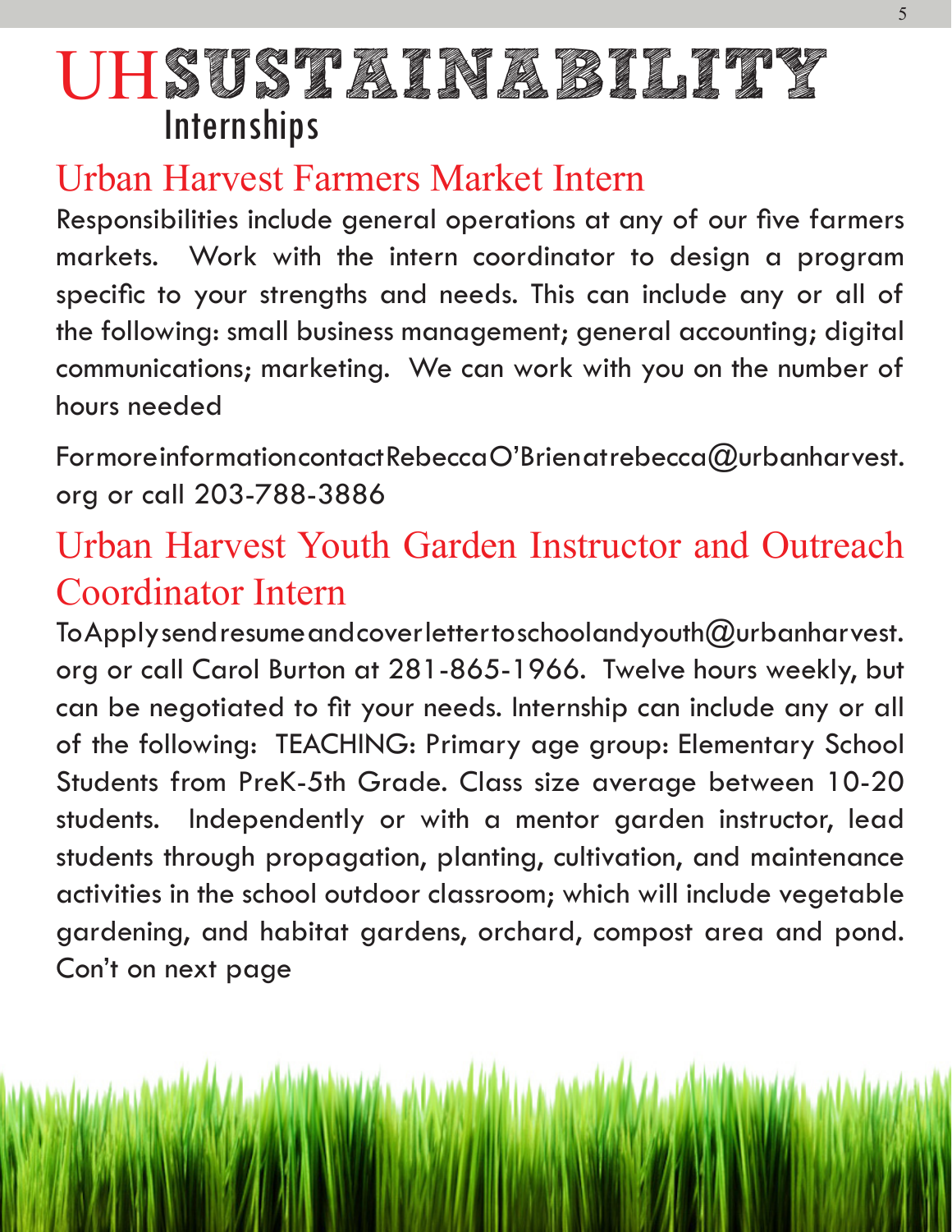# UHSUSTAINABILITY Internships

## Urban Harvest Farmers Market Intern

Responsibilities include general operations at any of our five farmers markets. Work with the intern coordinator to design a program specific to your strengths and needs. This can include any or all of the following: small business management; general accounting; digital communications; marketing. We can work with you on the number of hours needed

For more information contact Rebecca O'Brien at rebecca@urbanharvest.org or call 203-788-3886

## Urban Harvest Youth Garden Instructor and Outreach Coordinator Intern

To Apply send resume and cover letter to schoolandyouth@urbanharvest.org or call Carol Burton at 281-865-1966. Twelve hours weekly, but can be negotiated to fit your needs. Internship can include any or all of the following: TEACHING: Primary age group: Elementary School Students from PreK-5th Grade. Class size average between 10-20 students. Independently or with a mentor garden instructor, lead students through propagation, planting, cultivation, and maintenance activities in the school outdoor classroom; which will include vegetable gardening, and habitat gardens, orchard, compost area and pond. Con't on next page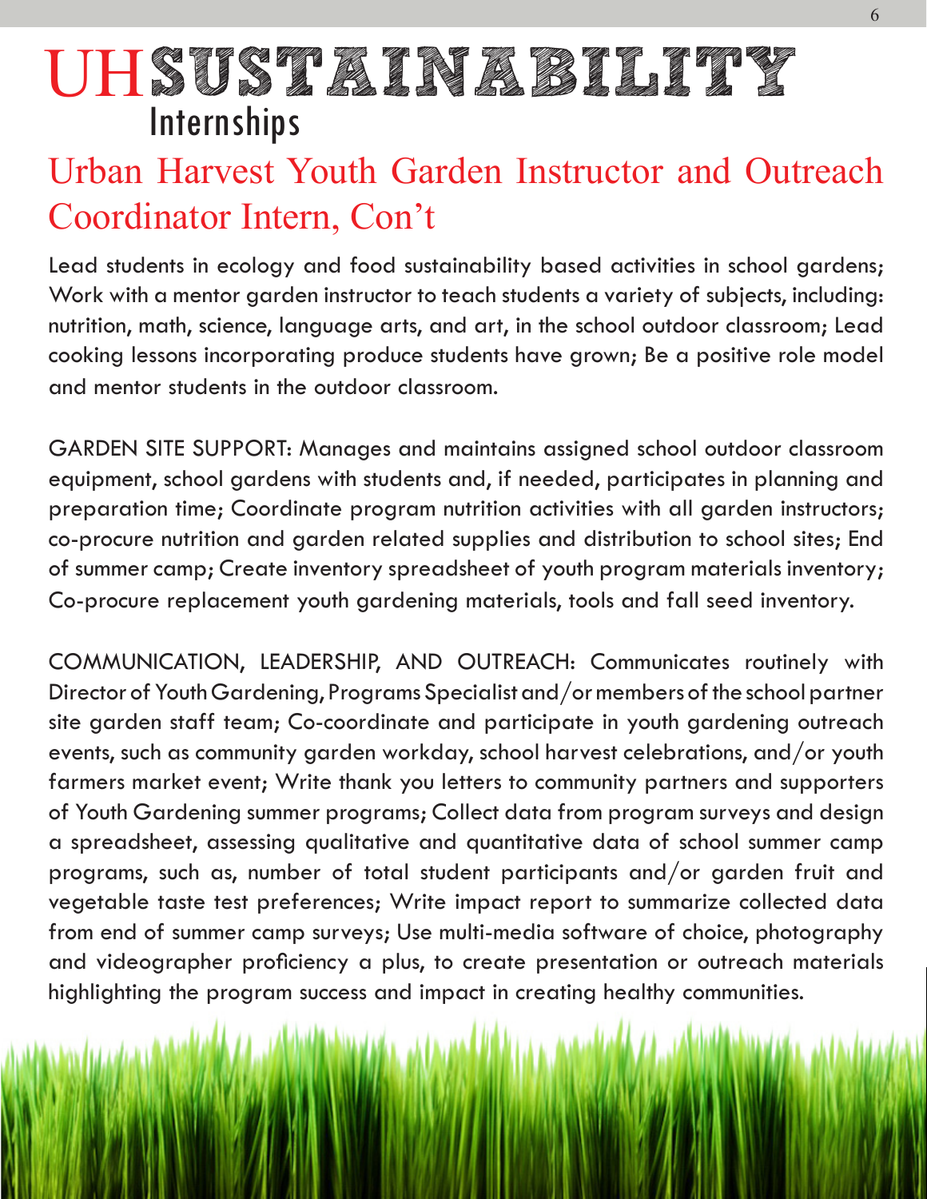# UHSUSTAINABILITY Internships

## Urban Harvest Youth Garden Instructor and Outreach Coordinator Intern, Con't

Lead students in ecology and food sustainability based activities in school gardens; Work with a mentor garden instructor to teach students a variety of subjects, including: nutrition, math, science, language arts, and art, in the school outdoor classroom; Lead cooking lessons incorporating produce students have grown; Be a positive role model and mentor students in the outdoor classroom.

GARDEN SITE SUPPORT: Manages and maintains assigned school outdoor classroom equipment, school gardens with students and, if needed, participates in planning and preparation time; Coordinate program nutrition activities with all garden instructors; co-procure nutrition and garden related supplies and distribution to school sites; End of summer camp; Create inventory spreadsheet of youth program materials inventory; Co-procure replacement youth gardening materials, tools and fall seed inventory.

COMMUNICATION, LEADERSHIP, AND OUTREACH: Communicates routinely with Director of Youth Gardening, Programs Specialist and/or members of the school partner site garden staff team; Co-coordinate and participate in youth gardening outreach events, such as community garden workday, school harvest celebrations, and/or youth farmers market event; Write thank you letters to community partners and supporters of Youth Gardening summer programs; Collect data from program surveys and design a spreadsheet, assessing qualitative and quantitative data of school summer camp programs, such as, number of total student participants and/or garden fruit and vegetable taste test preferences; Write impact report to summarize collected data from end of summer camp surveys; Use multi-media software of choice, photography and videographer proficiency a plus, to create presentation or outreach materials highlighting the program success and impact in creating healthy communities.